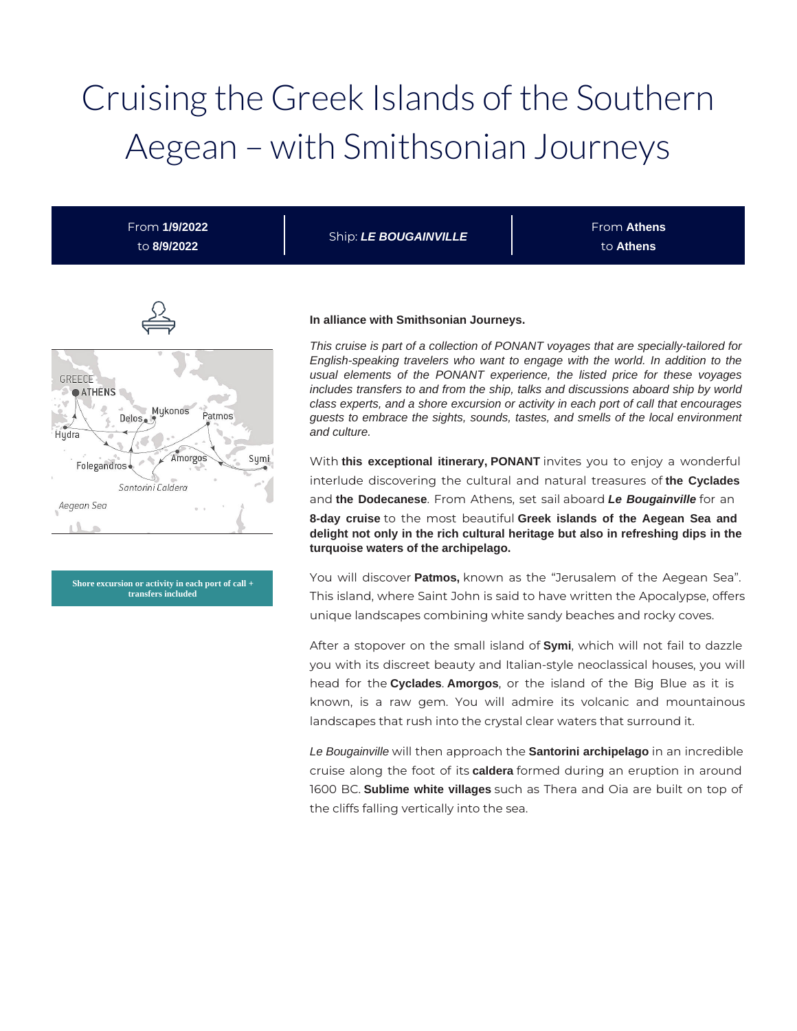# Cruising the Greek Islands of the Southern Aegean – with Smithsonian Journeys

From **1/9/2022** to **8/9/2022** | Ship: ***LE BOUGAINVILLE*** | From **Athens** to **Athens**

GREECE
ATHENS
Delos
Mykonos
Patmos
Hydra
Amorgos
Symi
Folegandros
Santorini Caldera
Aegean Sea

**Shore excursion or activity in each port of call + transfers included**

**In alliance with Smithsonian Journeys.**

*This cruise is part of a collection of PONANT voyages that are specially-tailored for English-speaking travelers who want to engage with the world. In addition to the usual elements of the PONANT experience, the listed price for these voyages includes transfers to and from the ship, talks and discussions aboard ship by world class experts, and a shore excursion or activity in each port of call that encourages guests to embrace the sights, sounds, tastes, and smells of the local environment and culture.*

With **this exceptional itinerary, PONANT** invites you to enjoy a wonderful interlude discovering the cultural and natural treasures of **the Cyclades** and **the Dodecanese**. From Athens, set sail aboard ***Le Bougainville*** for an **8-day cruise** to the most beautiful **Greek islands of the Aegean Sea and delight not only in the rich cultural heritage but also in refreshing dips in the turquoise waters of the archipelago.**

You will discover **Patmos,** known as the "Jerusalem of the Aegean Sea". This island, where Saint John is said to have written the Apocalypse, offers unique landscapes combining white sandy beaches and rocky coves.

After a stopover on the small island of **Symi**, which will not fail to dazzle you with its discreet beauty and Italian-style neoclassical houses, you will head for the **Cyclades**. **Amorgos**, or the island of the Big Blue as it is known, is a raw gem. You will admire its volcanic and mountainous landscapes that rush into the crystal clear waters that surround it.

*Le Bougainville* will then approach the **Santorini archipelago** in an incredible cruise along the foot of its **caldera** formed during an eruption in around 1600 BC. **Sublime white villages** such as Thera and Oia are built on top of the cliffs falling vertically into the sea.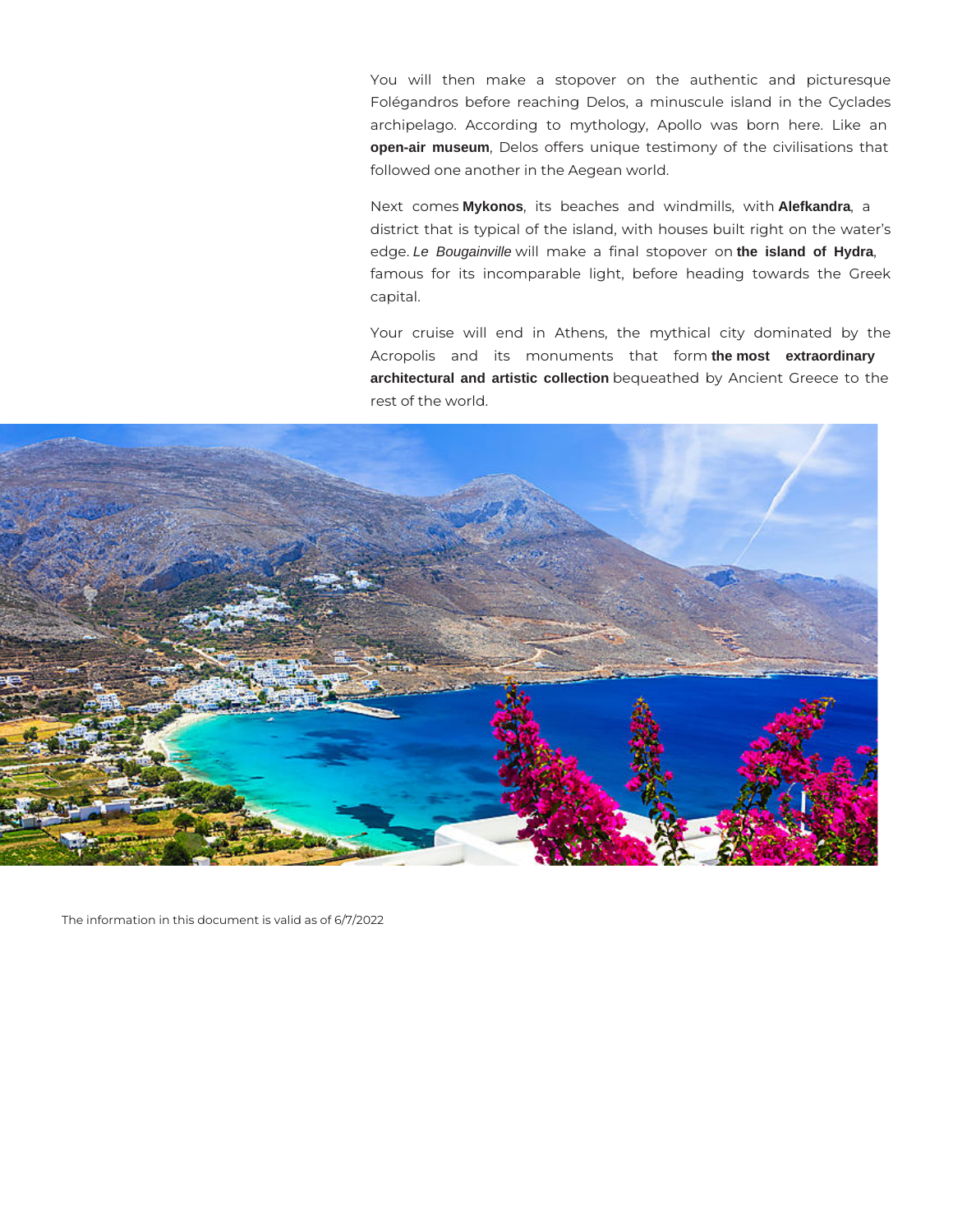You will then make a stopover on the authentic and picturesque Folégandros before reaching Delos, a minuscule island in the Cyclades archipelago. According to mythology, Apollo was born here. Like an **open-air museum**, Delos offers unique testimony of the civilisations that followed one another in the Aegean world.

Next comes **Mykonos**, its beaches and windmills, with **Alefkandra**, a district that is typical of the island, with houses built right on the water's edge. *Le Bougainville* will make a final stopover on **the island of Hydra**, famous for its incomparable light, before heading towards the Greek capital.

Your cruise will end in Athens, the mythical city dominated by the Acropolis and its monuments that form **the most extraordinary architectural and artistic collection** bequeathed by Ancient Greece to the rest of the world.

The information in this document is valid as of 6/7/2022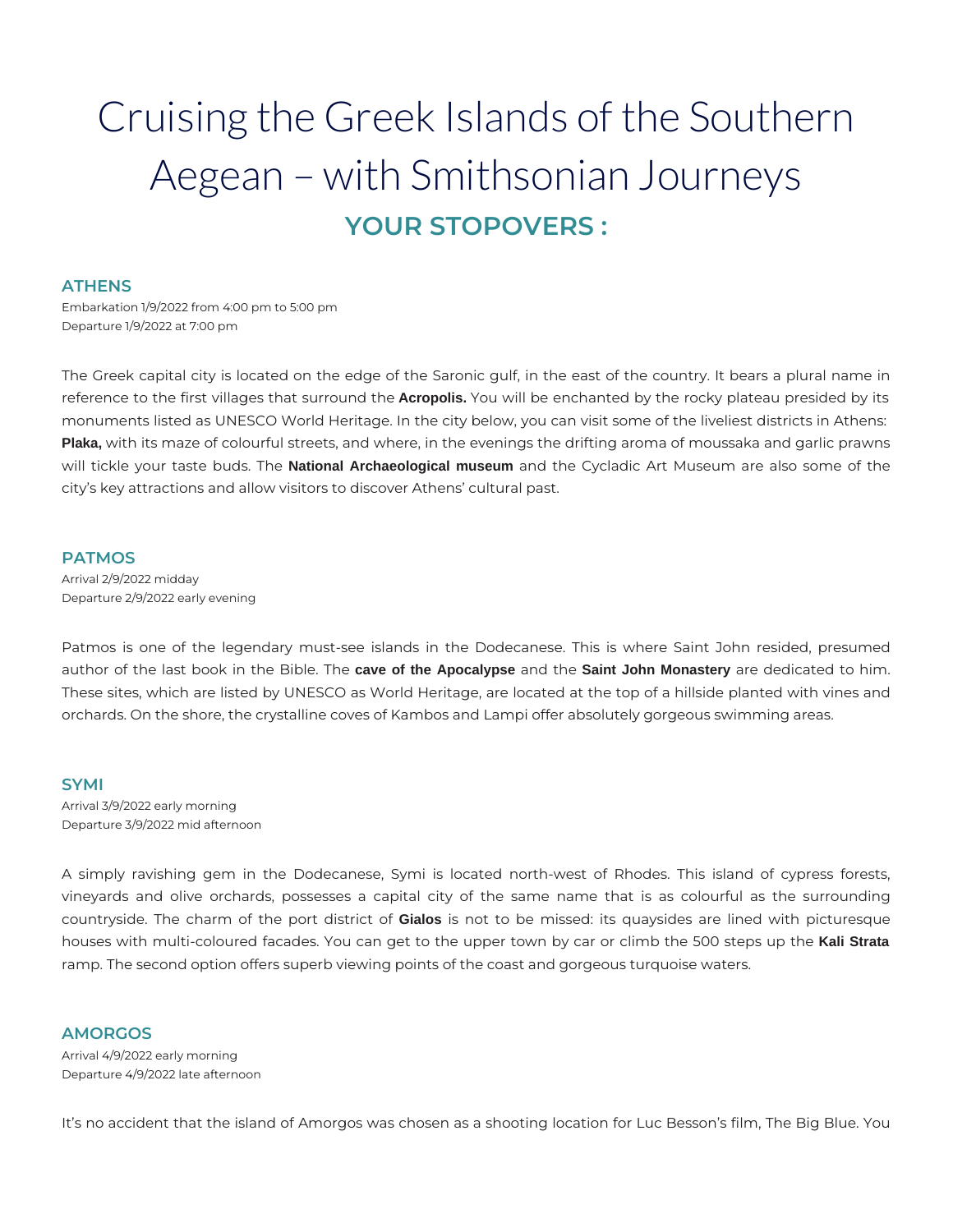# Cruising the Greek Islands of the Southern Aegean – with Smithsonian Journeys

## YOUR STOPOVERS :

### ATHENS

Embarkation 1/9/2022 from 4:00 pm to 5:00 pm
Departure 1/9/2022 at 7:00 pm

The Greek capital city is located on the edge of the Saronic gulf, in the east of the country. It bears a plural name in reference to the first villages that surround the **Acropolis.** You will be enchanted by the rocky plateau presided by its monuments listed as UNESCO World Heritage. In the city below, you can visit some of the liveliest districts in Athens: **Plaka,** with its maze of colourful streets, and where, in the evenings the drifting aroma of moussaka and garlic prawns will tickle your taste buds. The **National Archaeological museum** and the Cycladic Art Museum are also some of the city's key attractions and allow visitors to discover Athens' cultural past.

### PATMOS

Arrival 2/9/2022 midday
Departure 2/9/2022 early evening

Patmos is one of the legendary must-see islands in the Dodecanese. This is where Saint John resided, presumed author of the last book in the Bible. The **cave of the Apocalypse** and the **Saint John Monastery** are dedicated to him. These sites, which are listed by UNESCO as World Heritage, are located at the top of a hillside planted with vines and orchards. On the shore, the crystalline coves of Kambos and Lampi offer absolutely gorgeous swimming areas.

### SYMI

Arrival 3/9/2022 early morning
Departure 3/9/2022 mid afternoon

A simply ravishing gem in the Dodecanese, Symi is located north-west of Rhodes. This island of cypress forests, vineyards and olive orchards, possesses a capital city of the same name that is as colourful as the surrounding countryside. The charm of the port district of **Gialos** is not to be missed: its quaysides are lined with picturesque houses with multi-coloured facades. You can get to the upper town by car or climb the 500 steps up the **Kali Strata** ramp. The second option offers superb viewing points of the coast and gorgeous turquoise waters.

### AMORGOS

Arrival 4/9/2022 early morning
Departure 4/9/2022 late afternoon

It's no accident that the island of Amorgos was chosen as a shooting location for Luc Besson's film, The Big Blue. You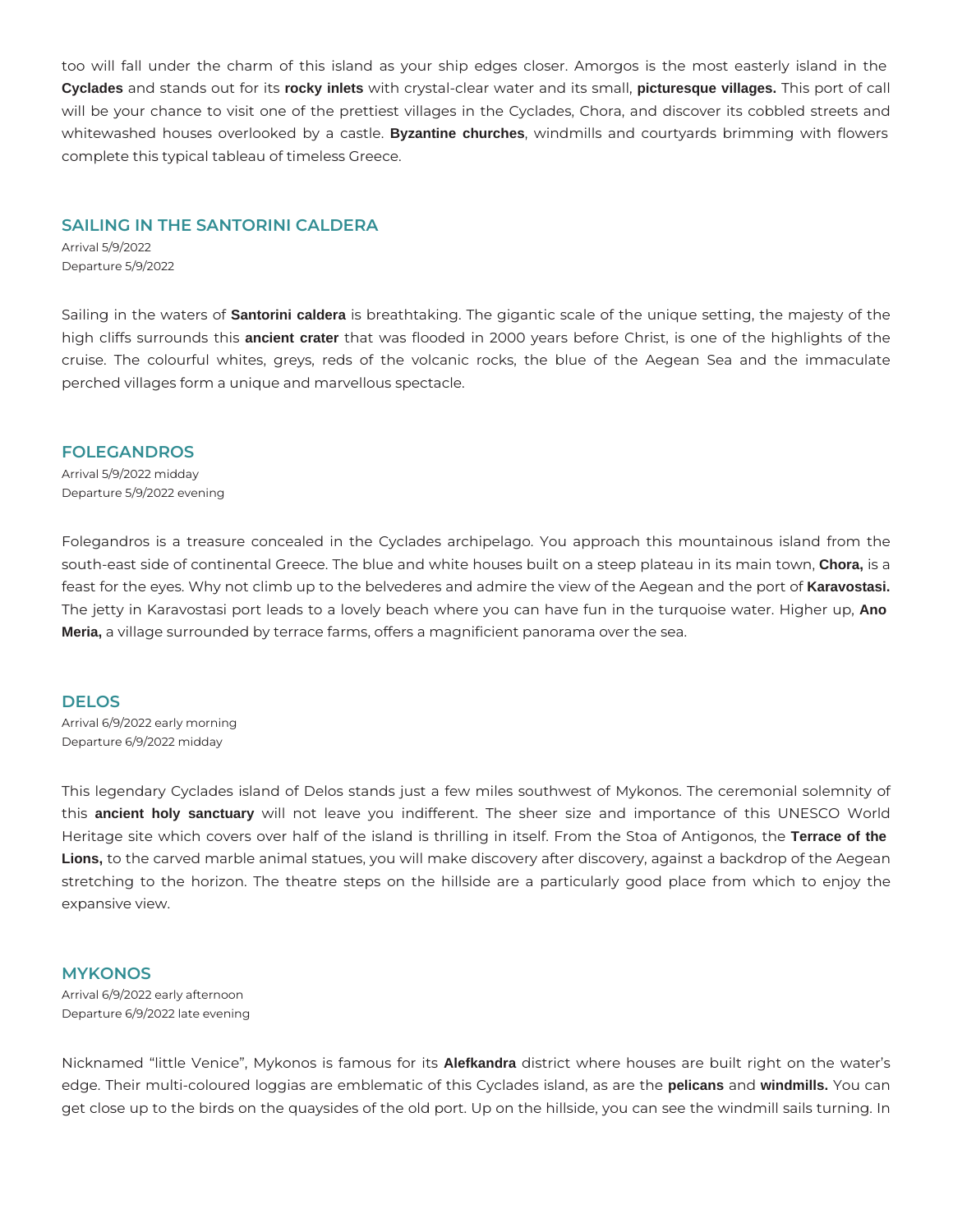too will fall under the charm of this island as your ship edges closer. Amorgos is the most easterly island in the **Cyclades** and stands out for its **rocky inlets** with crystal-clear water and its small, **picturesque villages.** This port of call will be your chance to visit one of the prettiest villages in the Cyclades, Chora, and discover its cobbled streets and whitewashed houses overlooked by a castle. **Byzantine churches**, windmills and courtyards brimming with flowers complete this typical tableau of timeless Greece.

## SAILING IN THE SANTORINI CALDERA

Arrival 5/9/2022
Departure 5/9/2022

Sailing in the waters of **Santorini caldera** is breathtaking. The gigantic scale of the unique setting, the majesty of the high cliffs surrounds this **ancient crater** that was flooded in 2000 years before Christ, is one of the highlights of the cruise. The colourful whites, greys, reds of the volcanic rocks, the blue of the Aegean Sea and the immaculate perched villages form a unique and marvellous spectacle.

## FOLEGANDROS

Arrival 5/9/2022 midday
Departure 5/9/2022 evening

Folegandros is a treasure concealed in the Cyclades archipelago. You approach this mountainous island from the south-east side of continental Greece. The blue and white houses built on a steep plateau in its main town, **Chora,** is a feast for the eyes. Why not climb up to the belvederes and admire the view of the Aegean and the port of **Karavostasi.** The jetty in Karavostasi port leads to a lovely beach where you can have fun in the turquoise water. Higher up, **Ano Meria,** a village surrounded by terrace farms, offers a magnificient panorama over the sea.

## DELOS

Arrival 6/9/2022 early morning
Departure 6/9/2022 midday

This legendary Cyclades island of Delos stands just a few miles southwest of Mykonos. The ceremonial solemnity of this **ancient holy sanctuary** will not leave you indifferent. The sheer size and importance of this UNESCO World Heritage site which covers over half of the island is thrilling in itself. From the Stoa of Antigonos, the **Terrace of the Lions,** to the carved marble animal statues, you will make discovery after discovery, against a backdrop of the Aegean stretching to the horizon. The theatre steps on the hillside are a particularly good place from which to enjoy the expansive view.

## MYKONOS

Arrival 6/9/2022 early afternoon
Departure 6/9/2022 late evening

Nicknamed “little Venice”, Mykonos is famous for its **Alefkandra** district where houses are built right on the water’s edge. Their multi-coloured loggias are emblematic of this Cyclades island, as are the **pelicans** and **windmills.** You can get close up to the birds on the quaysides of the old port. Up on the hillside, you can see the windmill sails turning. In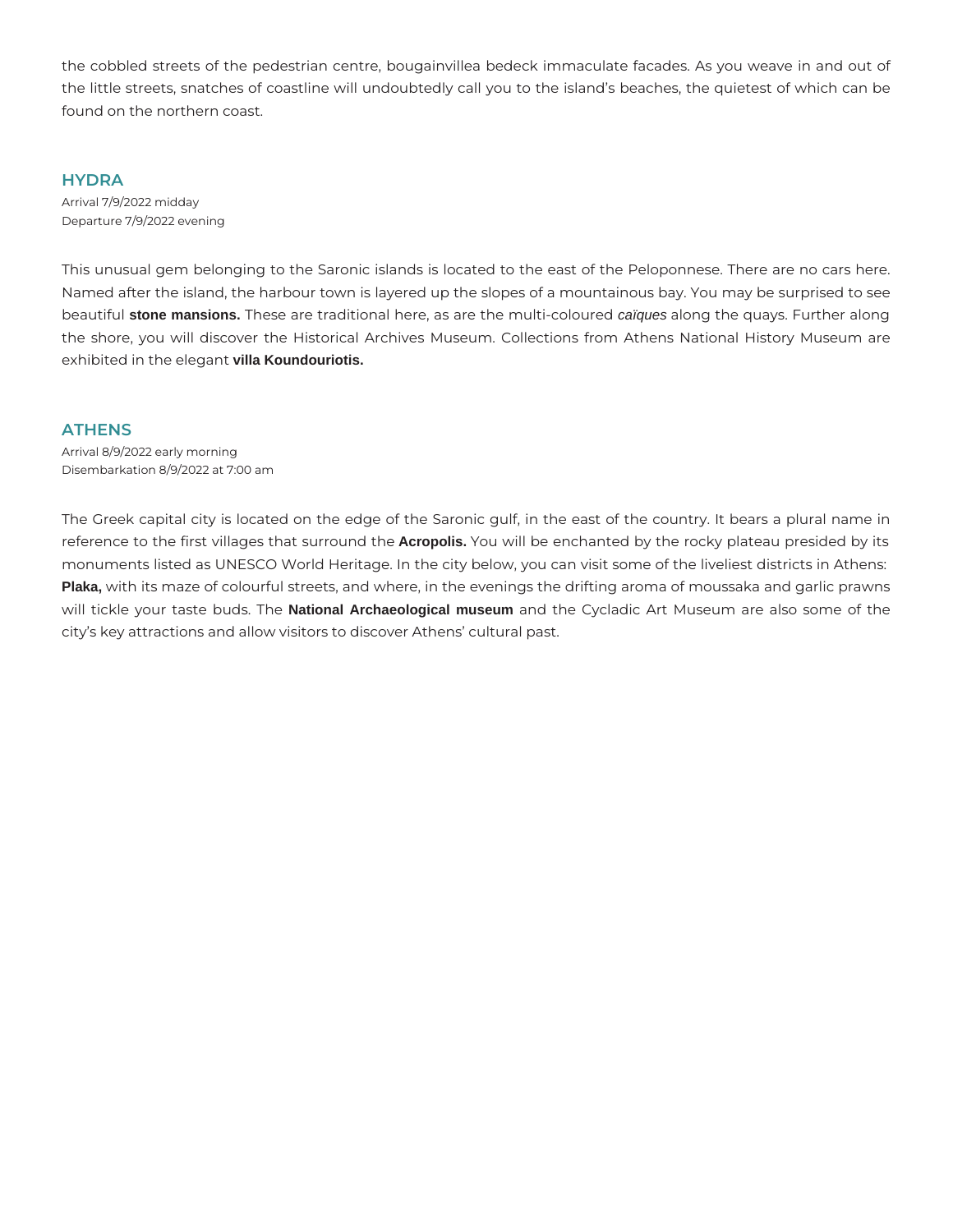the cobbled streets of the pedestrian centre, bougainvillea bedeck immaculate facades. As you weave in and out of the little streets, snatches of coastline will undoubtedly call you to the island's beaches, the quietest of which can be found on the northern coast.

## HYDRA

Arrival 7/9/2022 midday
Departure 7/9/2022 evening

This unusual gem belonging to the Saronic islands is located to the east of the Peloponnese. There are no cars here. Named after the island, the harbour town is layered up the slopes of a mountainous bay. You may be surprised to see beautiful **stone mansions.** These are traditional here, as are the multi-coloured *caïques* along the quays. Further along the shore, you will discover the Historical Archives Museum. Collections from Athens National History Museum are exhibited in the elegant **villa Koundouriotis.**

## ATHENS

Arrival 8/9/2022 early morning
Disembarkation 8/9/2022 at 7:00 am

The Greek capital city is located on the edge of the Saronic gulf, in the east of the country. It bears a plural name in reference to the first villages that surround the **Acropolis.** You will be enchanted by the rocky plateau presided by its monuments listed as UNESCO World Heritage. In the city below, you can visit some of the liveliest districts in Athens: **Plaka,** with its maze of colourful streets, and where, in the evenings the drifting aroma of moussaka and garlic prawns will tickle your taste buds. The **National Archaeological museum** and the Cycladic Art Museum are also some of the city's key attractions and allow visitors to discover Athens' cultural past.